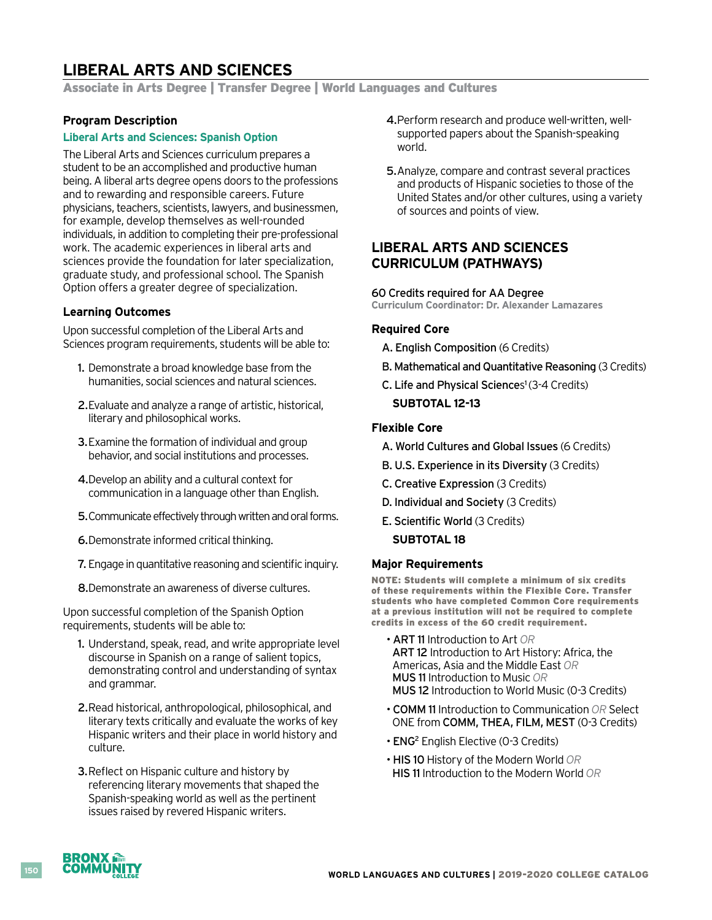# LIBERAL ARTS AND SCIENCES

**Associate in Arts Degree | Transfer Degree | World Languages and Cultures**

### Program Description

**Liberal Arts and Sciences: Spanish Option**

The Liberal Arts and Sciences curriculum prepares a student to be an accomplished and productive human being. A liberal arts degree opens doors to the professions and to rewarding and responsible careers. Future physicians, teachers, scientists, lawyers, and businessmen, for example, develop themselves as well-rounded individuals, in addition to completing their pre-professional work. The academic experiences in liberal arts and sciences provide the foundation for later specialization, graduate study, and professional school. The Spanish Option offers a greater degree of specialization.

### Learning Outcomes

Upon successful completion of the Liberal Arts and Sciences program requirements, students will be able to:

1. Demonstrate a broad knowledge base from the humanities, social sciences and natural sciences.
2. Evaluate and analyze a range of artistic, historical, literary and philosophical works.
3. Examine the formation of individual and group behavior, and social institutions and processes.
4. Develop an ability and a cultural context for communication in a language other than English.
5. Communicate effectively through written and oral forms.
6. Demonstrate informed critical thinking.
7. Engage in quantitative reasoning and scientific inquiry.
8. Demonstrate an awareness of diverse cultures.

Upon successful completion of the Spanish Option requirements, students will be able to:

1. Understand, speak, read, and write appropriate level discourse in Spanish on a range of salient topics, demonstrating control and understanding of syntax and grammar.
2. Read historical, anthropological, philosophical, and literary texts critically and evaluate the works of key Hispanic writers and their place in world history and culture.
3. Reflect on Hispanic culture and history by referencing literary movements that shaped the Spanish-speaking world as well as the pertinent issues raised by revered Hispanic writers.
4. Perform research and produce well-written, well-supported papers about the Spanish-speaking world.
5. Analyze, compare and contrast several practices and products of Hispanic societies to those of the United States and/or other cultures, using a variety of sources and points of view.

## LIBERAL ARTS AND SCIENCES CURRICULUM (PATHWAYS)

60 Credits required for AA Degree

**Curriculum Coordinator: Dr. Alexander Lamazares**

### Required Core

A. English Composition (6 Credits)

B. Mathematical and Quantitative Reasoning (3 Credits)

C. Life and Physical Sciences[1] (3-4 Credits)

**SUBTOTAL 12-13**

### Flexible Core

A. World Cultures and Global Issues (6 Credits)

B. U.S. Experience in its Diversity (3 Credits)

C. Creative Expression (3 Credits)

D. Individual and Society (3 Credits)

E. Scientific World (3 Credits)

**SUBTOTAL 18**

### Major Requirements

**NOTE: Students will complete a minimum of six credits of these requirements within the Flexible Core. Transfer students who have completed Common Core requirements at a previous institution will not be required to complete credits in excess of the 60 credit requirement.**

- **ART 11** Introduction to Art *OR*
  **ART 12** Introduction to Art History: Africa, the Americas, Asia and the Middle East *OR*
  **MUS 11** Introduction to Music *OR*
  **MUS 12** Introduction to World Music (0-3 Credits)
- **COMM 11** Introduction to Communication *OR* Select ONE from **COMM, THEA, FILM, MEST** (0-3 Credits)
- **ENG**[2] English Elective (0-3 Credits)
- **HIS 10** History of the Modern World *OR*
  **HIS 11** Introduction to the Modern World *OR*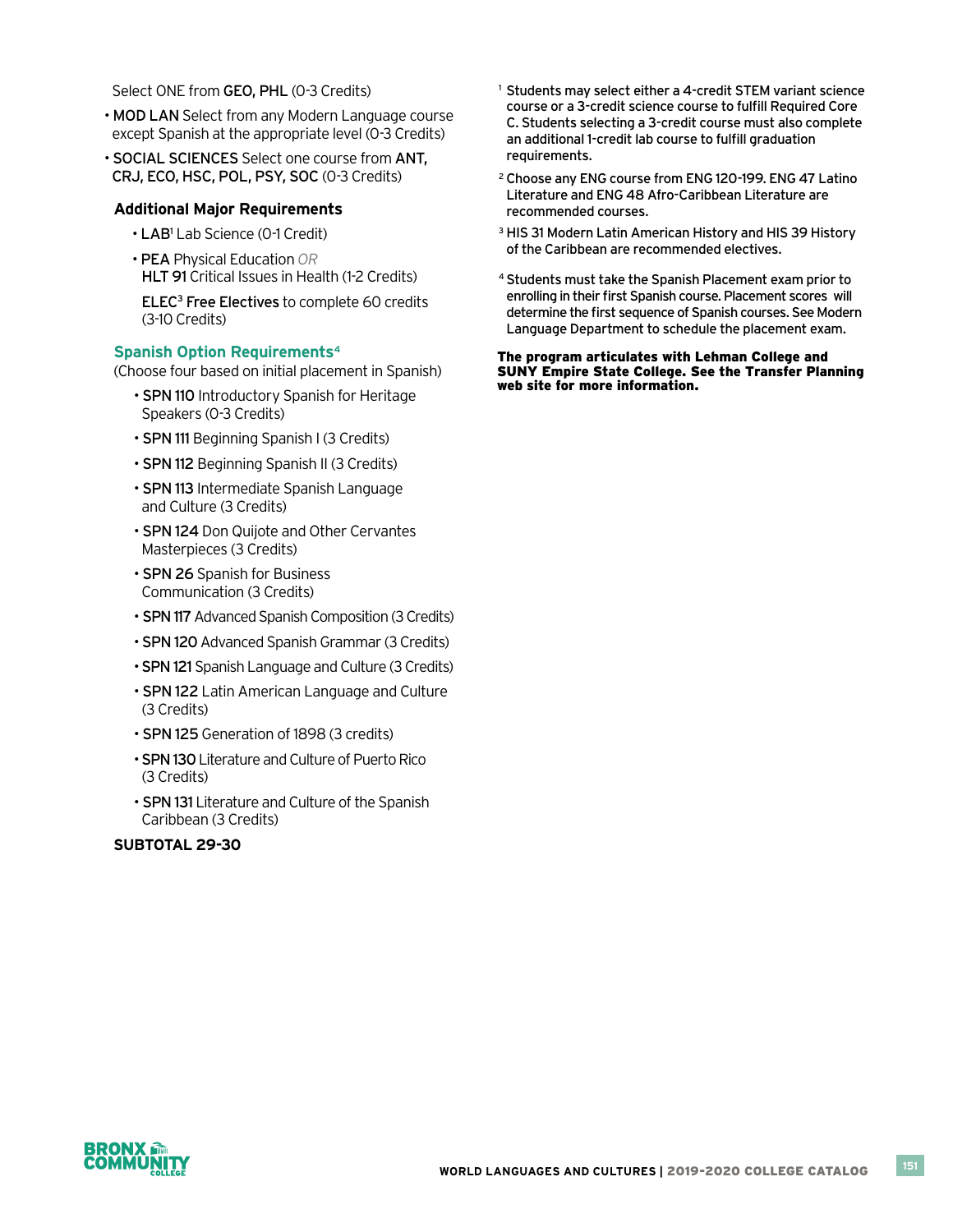Select ONE from **GEO, PHL** (0-3 Credits)

- **MOD LAN** Select from any Modern Language course except Spanish at the appropriate level (0-3 Credits)
- **SOCIAL SCIENCES** Select one course from **ANT, CRJ, ECO, HSC, POL, PSY, SOC** (0-3 Credits)

### Additional Major Requirements

- **LAB**[1] Lab Science (0-1 Credit)
- **PEA** Physical Education *OR* **HLT 91** Critical Issues in Health (1-2 Credits)

**ELEC**[3] **Free Electives** to complete 60 credits (3-10 Credits)

### Spanish Option Requirements[4]

(Choose four based on initial placement in Spanish)

- **SPN 110** Introductory Spanish for Heritage Speakers (0-3 Credits)
- **SPN 111** Beginning Spanish I (3 Credits)
- **SPN 112** Beginning Spanish II (3 Credits)
- **SPN 113** Intermediate Spanish Language and Culture (3 Credits)
- **SPN 124** Don Quijote and Other Cervantes Masterpieces (3 Credits)
- **SPN 26** Spanish for Business Communication (3 Credits)
- **SPN 117** Advanced Spanish Composition (3 Credits)
- **SPN 120** Advanced Spanish Grammar (3 Credits)
- **SPN 121** Spanish Language and Culture (3 Credits)
- **SPN 122** Latin American Language and Culture (3 Credits)
- **SPN 125** Generation of 1898 (3 credits)
- **SPN 130** Literature and Culture of Puerto Rico (3 Credits)
- **SPN 131** Literature and Culture of the Spanish Caribbean (3 Credits)

**SUBTOTAL 29-30**

[1] Students may select either a 4-credit STEM variant science course or a 3-credit science course to fulfill Required Core C. Students selecting a 3-credit course must also complete an additional 1-credit lab course to fulfill graduation requirements.

[2] Choose any ENG course from ENG 120-199. ENG 47 Latino Literature and ENG 48 Afro-Caribbean Literature are recommended courses.

[3] HIS 31 Modern Latin American History and HIS 39 History of the Caribbean are recommended electives.

[4] Students must take the Spanish Placement exam prior to enrolling in their first Spanish course. Placement scores will determine the first sequence of Spanish courses. See Modern Language Department to schedule the placement exam.

**The program articulates with Lehman College and SUNY Empire State College. See the Transfer Planning web site for more information.**